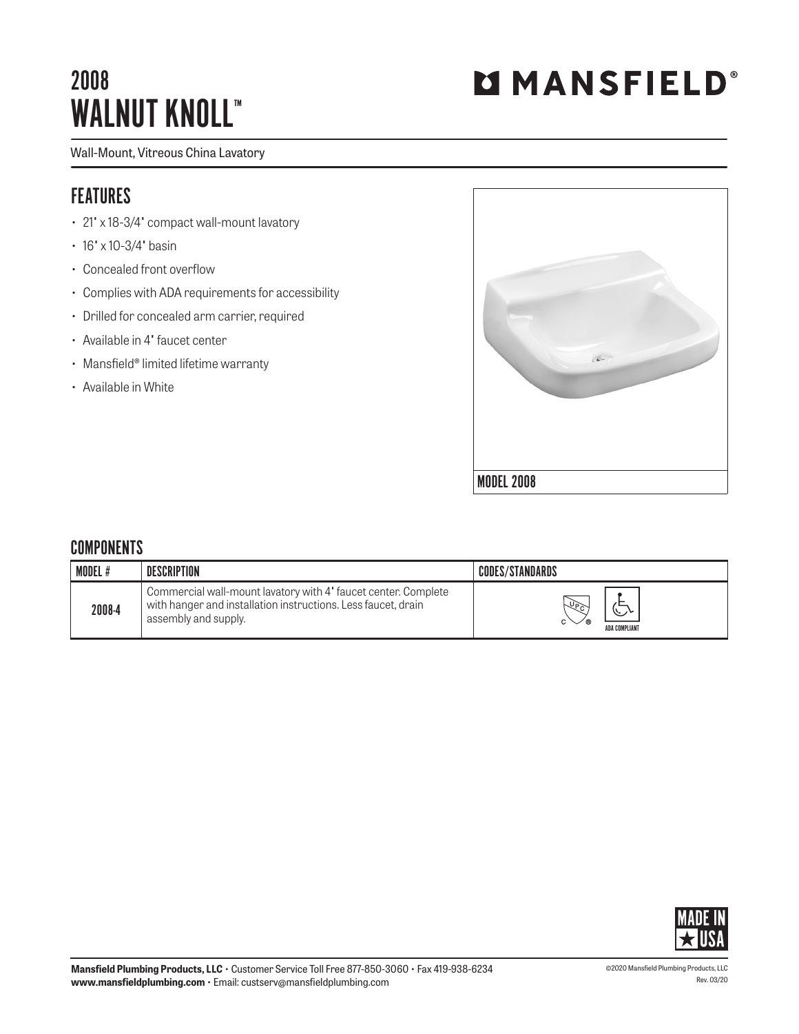# 2008 WALNUT KNOLL™

MANSFIELD®

Wall-Mount, Vitreous China Lavatory

## FEATURES

- 21" x 18-3/4" compact wall-mount lavatory
- 16" x 10-3/4" basin
- Concealed front overflow
- Complies with ADA requirements for accessibility
- Drilled for concealed arm carrier, required
- Available in 4" faucet center
- Mansfield® limited lifetime warranty
- Available in White

MODEL 2008

## COMPONENTS

| MODEL # | DESCRIPTION | CODES/STANDARDS |
|---|---|---|
| 2008-4 | Commercial wall-mount lavatory with 4" faucet center. Complete with hanger and installation instructions. Less faucet, drain assembly and supply. | UPC, ADA COMPLIANT |

MADE IN USA

**Mansfield Plumbing Products, LLC** • Customer Service Toll Free 877-850-3060 • Fax 419-938-6234
**www.mansfieldplumbing.com** • Email: custserv@mansfieldplumbing.com

©2020 Mansfield Plumbing Products, LLC
Rev. 03/20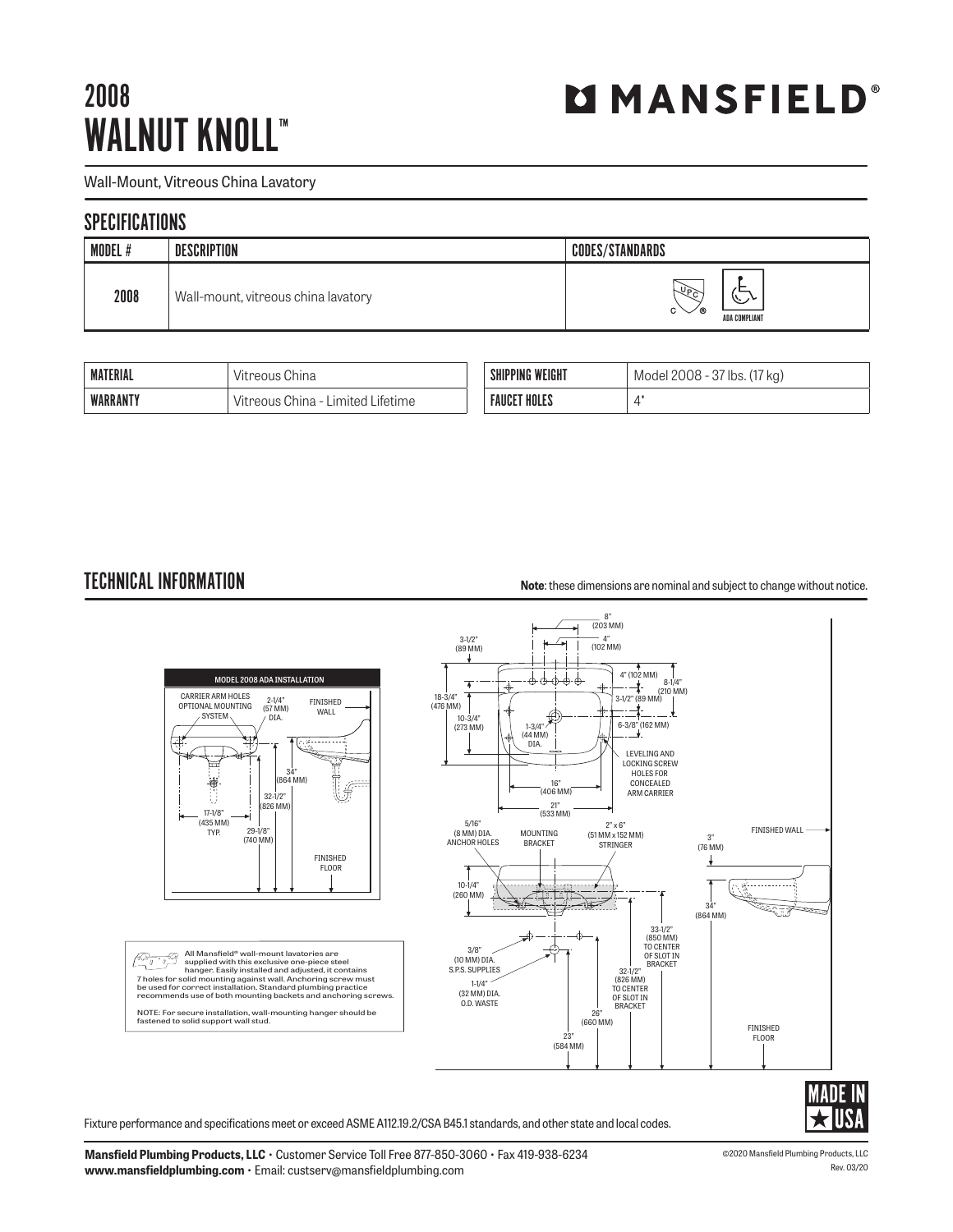# 2008
# WALNUT KNOLL™

**MANSFIELD®**

Wall-Mount, Vitreous China Lavatory

## SPECIFICATIONS

| MODEL # | DESCRIPTION | CODES/STANDARDS |
|---|---|---|
| 2008 | Wall-mount, vitreous china lavatory | UPC, ADA COMPLIANT |

| | | | |
|---|---|---|---|
| MATERIAL | Vitreous China | SHIPPING WEIGHT | Model 2008 - 37 lbs. (17 kg) |
| WARRANTY | Vitreous China - Limited Lifetime | FAUCET HOLES | 4" |

## TECHNICAL INFORMATION

**Note**: these dimensions are nominal and subject to change without notice.

MODEL 2008 ADA INSTALLATION

CARRIER ARM HOLES OPTIONAL MOUNTING SYSTEM
2-1/4" (57 MM) DIA.
FINISHED WALL
34" (864 MM)
32-1/2" (826 MM)
17-1/8" (435 MM) TYP.
29-1/8" (740 MM)
FINISHED FLOOR

8" (203 MM)
3-1/2" (89 MM)
4" (102 MM)
4" (102 MM)
8-1/4" (210 MM)
3-1/2" (89 MM)
18-3/4" (476 MM)
10-3/4" (273 MM)
1-3/4" (44 MM) DIA.
6-3/8" (162 MM)
LEVELING AND LOCKING SCREW HOLES FOR CONCEALED ARM CARRIER
16" (406 MM)
21" (533 MM)
5/16" (8 MM) DIA. ANCHOR HOLES
MOUNTING BRACKET
2" x 6" (51 MM x 152 MM) STRINGER
FINISHED WALL
3" (76 MM)
10-1/4" (260 MM)
34" (864 MM)
33-1/2" (850 MM) TO CENTER OF SLOT IN BRACKET
3/8" (10 MM) DIA. S.P.S. SUPPLIES
32-1/2" (826 MM) TO CENTER OF SLOT IN BRACKET
1-1/4" (32 MM) DIA. O.D. WASTE
26" (660 MM)
23" (584 MM)
FINISHED FLOOR

All Mansfield® wall-mount lavatories are supplied with this exclusive one-piece steel hanger. Easily installed and adjusted, it contains 7 holes for solid mounting against wall. Anchoring screw must be used for correct installation. Standard plumbing practice recommends use of both mounting backets and anchoring screws.

NOTE: For secure installation, wall-mounting hanger should be fastened to solid support wall stud.

Fixture performance and specifications meet or exceed ASME A112.19.2/CSA B45.1 standards, and other state and local codes.

MADE IN USA

**Mansfield Plumbing Products, LLC** • Customer Service Toll Free 877-850-3060 • Fax 419-938-6234
**www.mansfieldplumbing.com** • Email: custserv@mansfieldplumbing.com

©2020 Mansfield Plumbing Products, LLC
Rev. 03/20